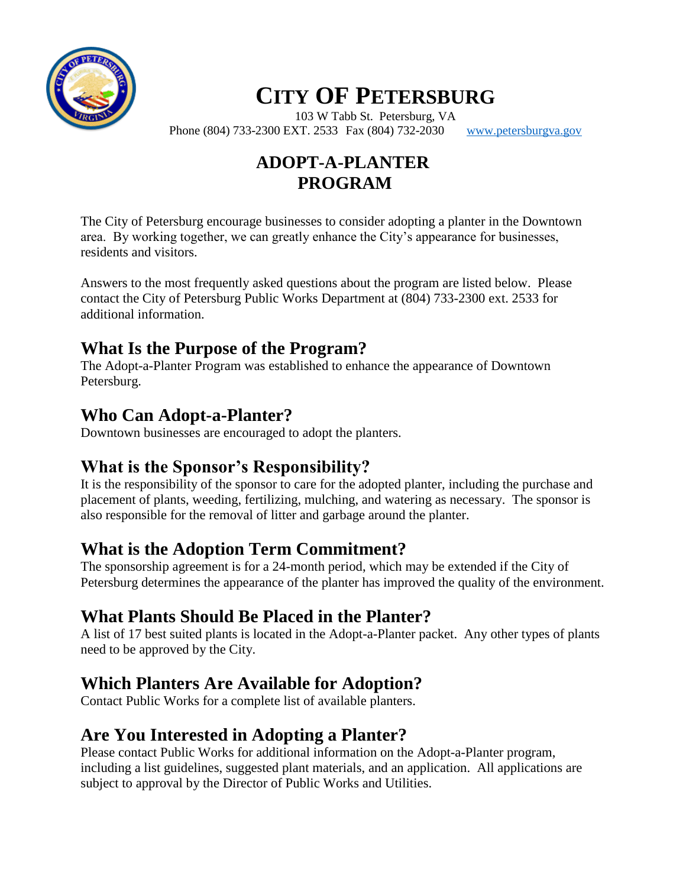# CITY OF PETERSBURG

103 W Tabb St. Petersburg, VA
Phone (804) 733-2300 EXT. 2533 Fax (804) 732-2030 www.petersburgva.gov

## ADOPT-A-PLANTER PROGRAM

The City of Petersburg encourage businesses to consider adopting a planter in the Downtown area. By working together, we can greatly enhance the City's appearance for businesses, residents and visitors.

Answers to the most frequently asked questions about the program are listed below. Please contact the City of Petersburg Public Works Department at (804) 733-2300 ext. 2533 for additional information.

### What Is the Purpose of the Program?

The Adopt-a-Planter Program was established to enhance the appearance of Downtown Petersburg.

### Who Can Adopt-a-Planter?

Downtown businesses are encouraged to adopt the planters.

### What is the Sponsor's Responsibility?

It is the responsibility of the sponsor to care for the adopted planter, including the purchase and placement of plants, weeding, fertilizing, mulching, and watering as necessary. The sponsor is also responsible for the removal of litter and garbage around the planter.

### What is the Adoption Term Commitment?

The sponsorship agreement is for a 24-month period, which may be extended if the City of Petersburg determines the appearance of the planter has improved the quality of the environment.

### What Plants Should Be Placed in the Planter?

A list of 17 best suited plants is located in the Adopt-a-Planter packet. Any other types of plants need to be approved by the City.

### Which Planters Are Available for Adoption?

Contact Public Works for a complete list of available planters.

### Are You Interested in Adopting a Planter?

Please contact Public Works for additional information on the Adopt-a-Planter program, including a list guidelines, suggested plant materials, and an application. All applications are subject to approval by the Director of Public Works and Utilities.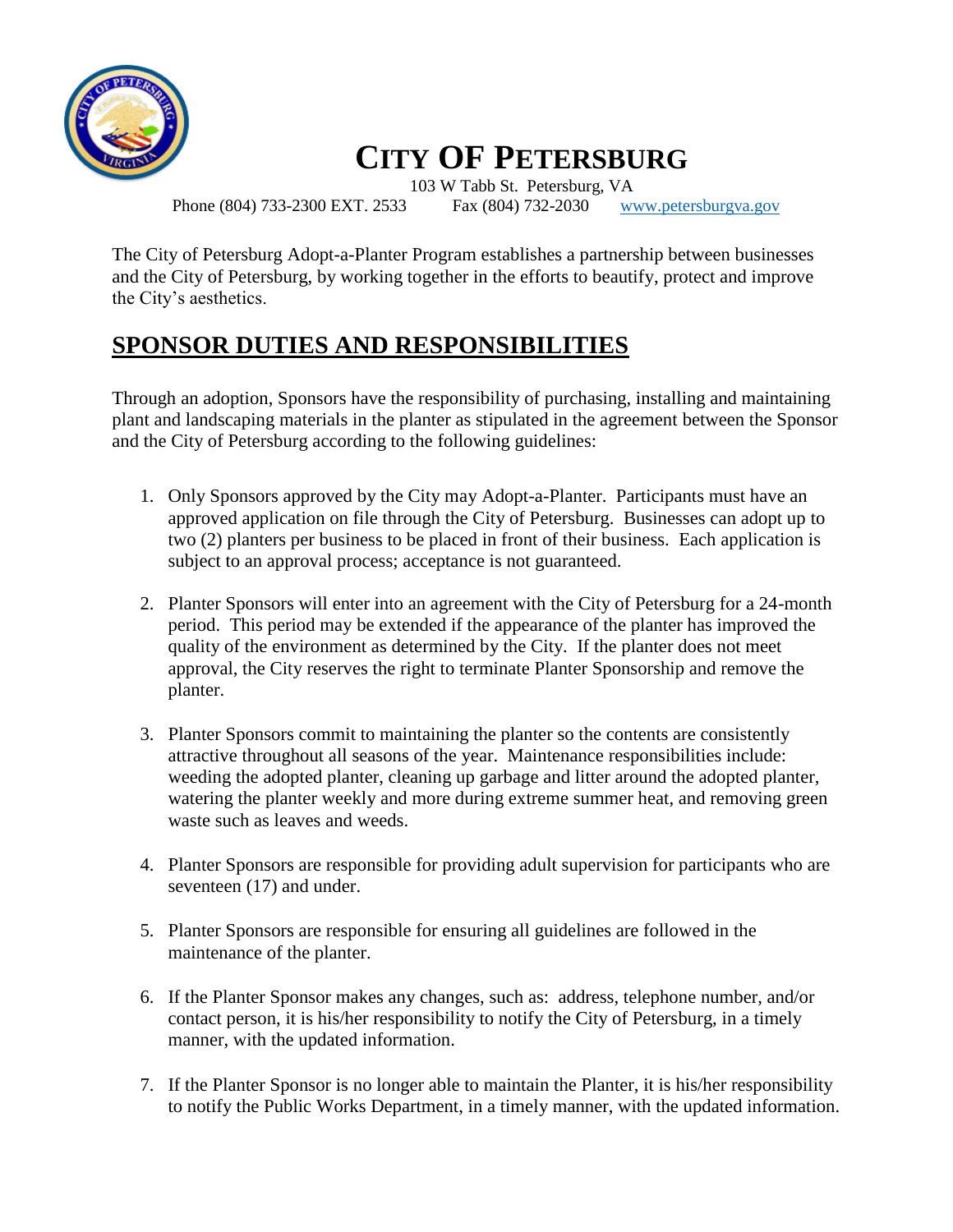# CITY OF PETERSBURG

103 W Tabb St. Petersburg, VA
Phone (804) 733-2300 EXT. 2533 Fax (804) 732-2030 www.petersburgva.gov

The City of Petersburg Adopt-a-Planter Program establishes a partnership between businesses and the City of Petersburg, by working together in the efforts to beautify, protect and improve the City's aesthetics.

## SPONSOR DUTIES AND RESPONSIBILITIES

Through an adoption, Sponsors have the responsibility of purchasing, installing and maintaining plant and landscaping materials in the planter as stipulated in the agreement between the Sponsor and the City of Petersburg according to the following guidelines:

1. Only Sponsors approved by the City may Adopt-a-Planter. Participants must have an approved application on file through the City of Petersburg. Businesses can adopt up to two (2) planters per business to be placed in front of their business. Each application is subject to an approval process; acceptance is not guaranteed.

2. Planter Sponsors will enter into an agreement with the City of Petersburg for a 24-month period. This period may be extended if the appearance of the planter has improved the quality of the environment as determined by the City. If the planter does not meet approval, the City reserves the right to terminate Planter Sponsorship and remove the planter.

3. Planter Sponsors commit to maintaining the planter so the contents are consistently attractive throughout all seasons of the year. Maintenance responsibilities include: weeding the adopted planter, cleaning up garbage and litter around the adopted planter, watering the planter weekly and more during extreme summer heat, and removing green waste such as leaves and weeds.

4. Planter Sponsors are responsible for providing adult supervision for participants who are seventeen (17) and under.

5. Planter Sponsors are responsible for ensuring all guidelines are followed in the maintenance of the planter.

6. If the Planter Sponsor makes any changes, such as: address, telephone number, and/or contact person, it is his/her responsibility to notify the City of Petersburg, in a timely manner, with the updated information.

7. If the Planter Sponsor is no longer able to maintain the Planter, it is his/her responsibility to notify the Public Works Department, in a timely manner, with the updated information.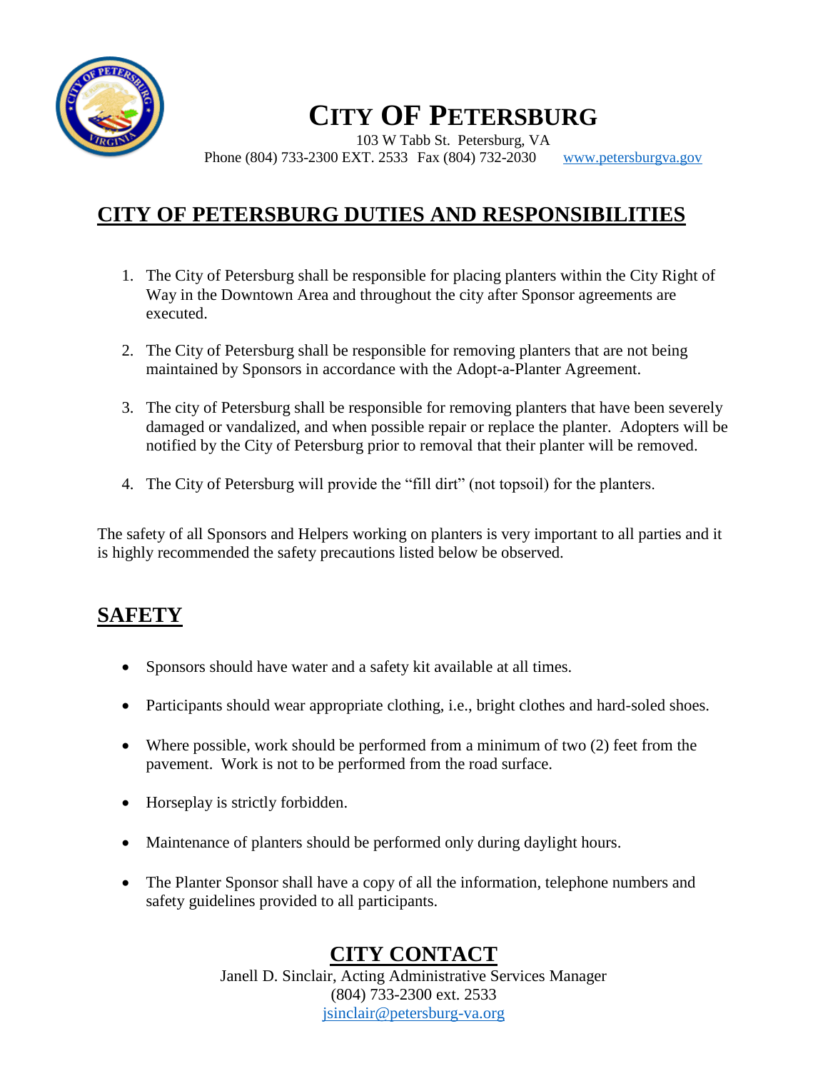# CITY OF PETERSBURG

103 W Tabb St. Petersburg, VA
Phone (804) 733-2300 EXT. 2533 Fax (804) 732-2030 www.petersburgva.gov

## CITY OF PETERSBURG DUTIES AND RESPONSIBILITIES

1. The City of Petersburg shall be responsible for placing planters within the City Right of Way in the Downtown Area and throughout the city after Sponsor agreements are executed.

2. The City of Petersburg shall be responsible for removing planters that are not being maintained by Sponsors in accordance with the Adopt-a-Planter Agreement.

3. The city of Petersburg shall be responsible for removing planters that have been severely damaged or vandalized, and when possible repair or replace the planter. Adopters will be notified by the City of Petersburg prior to removal that their planter will be removed.

4. The City of Petersburg will provide the "fill dirt" (not topsoil) for the planters.

The safety of all Sponsors and Helpers working on planters is very important to all parties and it is highly recommended the safety precautions listed below be observed.

## SAFETY

- Sponsors should have water and a safety kit available at all times.
- Participants should wear appropriate clothing, i.e., bright clothes and hard-soled shoes.
- Where possible, work should be performed from a minimum of two (2) feet from the pavement. Work is not to be performed from the road surface.
- Horseplay is strictly forbidden.
- Maintenance of planters should be performed only during daylight hours.
- The Planter Sponsor shall have a copy of all the information, telephone numbers and safety guidelines provided to all participants.

## CITY CONTACT

Janell D. Sinclair, Acting Administrative Services Manager
(804) 733-2300 ext. 2533
jsinclair@petersburg-va.org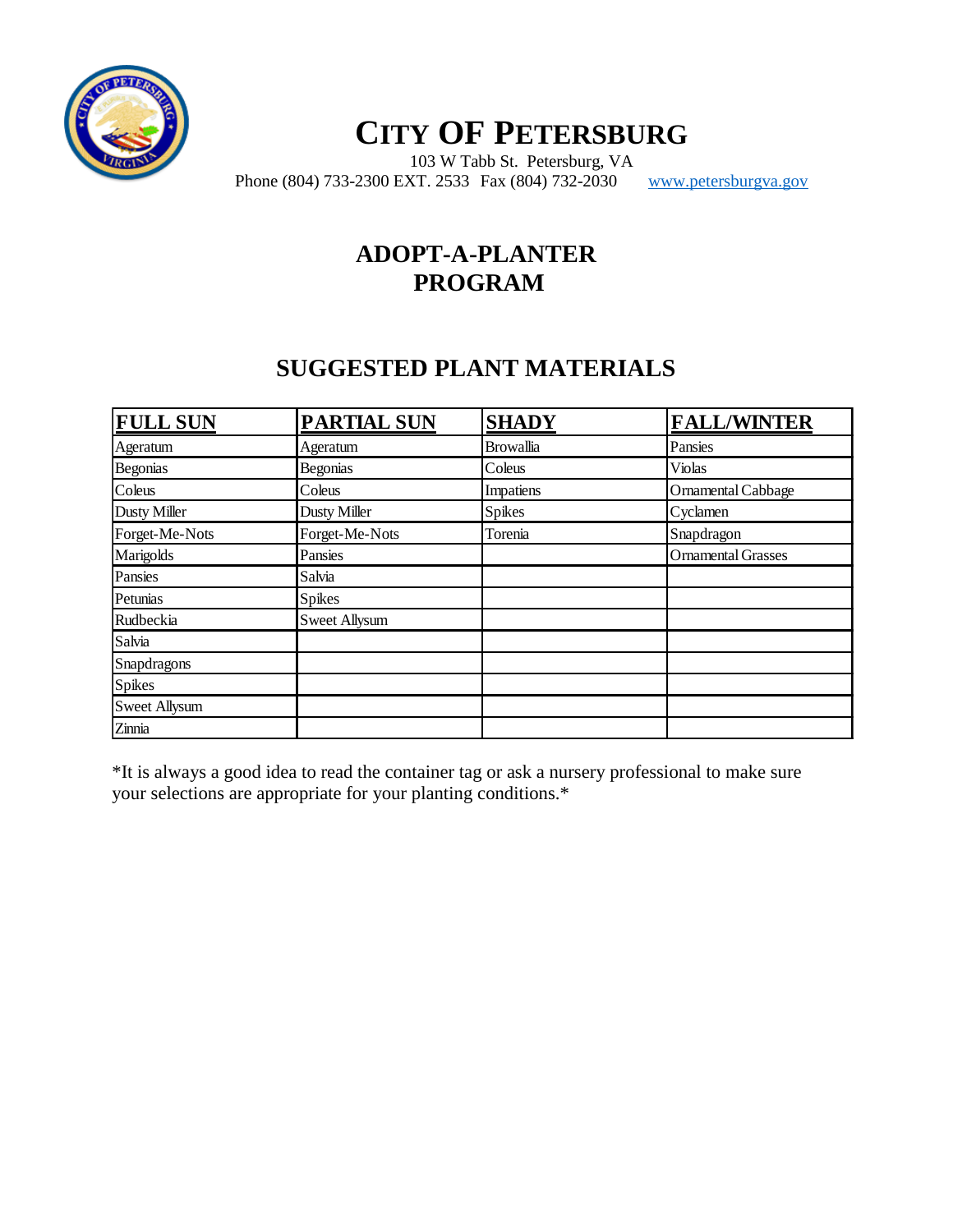# CITY OF PETERSBURG

103 W Tabb St. Petersburg, VA
Phone (804) 733-2300 EXT. 2533 Fax (804) 732-2030 www.petersburgva.gov

## ADOPT-A-PLANTER PROGRAM

## SUGGESTED PLANT MATERIALS

| FULL SUN | PARTIAL SUN | SHADY | FALL/WINTER |
|---|---|---|---|
| Ageratum | Ageratum | Browallia | Pansies |
| Begonias | Begonias | Coleus | Violas |
| Coleus | Coleus | Impatiens | Ornamental Cabbage |
| Dusty Miller | Dusty Miller | Spikes | Cyclamen |
| Forget-Me-Nots | Forget-Me-Nots | Torenia | Snapdragon |
| Marigolds | Pansies | | Ornamental Grasses |
| Pansies | Salvia | | |
| Petunias | Spikes | | |
| Rudbeckia | Sweet Allysum | | |
| Salvia | | | |
| Snapdragons | | | |
| Spikes | | | |
| Sweet Allysum | | | |
| Zinnia | | | |

*It is always a good idea to read the container tag or ask a nursery professional to make sure your selections are appropriate for your planting conditions.*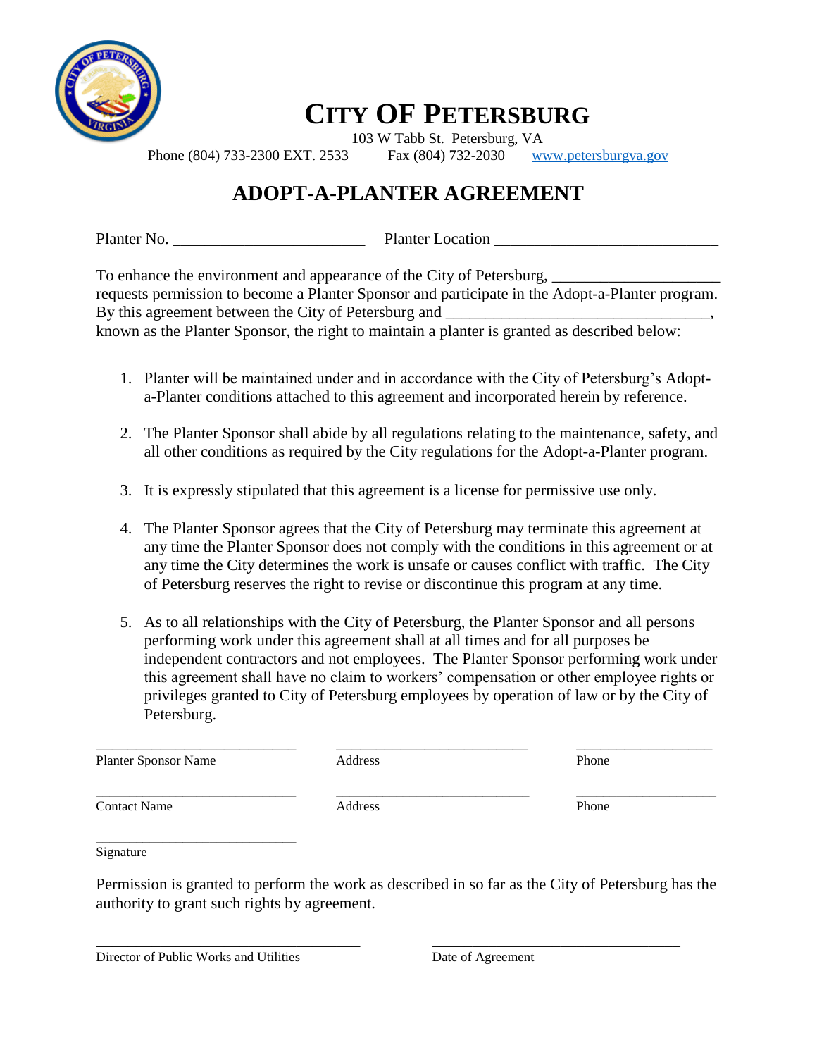# CITY OF PETERSBURG

103 W Tabb St. Petersburg, VA

Phone (804) 733-2300 EXT. 2533 Fax (804) 732-2030 www.petersburgva.gov

## ADOPT-A-PLANTER AGREEMENT

Planter No. ________________________ Planter Location ____________________________

To enhance the environment and appearance of the City of Petersburg, ____________________ requests permission to become a Planter Sponsor and participate in the Adopt-a-Planter program. By this agreement between the City of Petersburg and _________________________________, known as the Planter Sponsor, the right to maintain a planter is granted as described below:

1. Planter will be maintained under and in accordance with the City of Petersburg's Adopt-a-Planter conditions attached to this agreement and incorporated herein by reference.

2. The Planter Sponsor shall abide by all regulations relating to the maintenance, safety, and all other conditions as required by the City regulations for the Adopt-a-Planter program.

3. It is expressly stipulated that this agreement is a license for permissive use only.

4. The Planter Sponsor agrees that the City of Petersburg may terminate this agreement at any time the Planter Sponsor does not comply with the conditions in this agreement or at any time the City determines the work is unsafe or causes conflict with traffic. The City of Petersburg reserves the right to revise or discontinue this program at any time.

5. As to all relationships with the City of Petersburg, the Planter Sponsor and all persons performing work under this agreement shall at all times and for all purposes be independent contractors and not employees. The Planter Sponsor performing work under this agreement shall have no claim to workers' compensation or other employee rights or privileges granted to City of Petersburg employees by operation of law or by the City of Petersburg.

| | | |
|---|---|---|
| ____________________________ | ____________________________ | ____________________ |
| Planter Sponsor Name | Address | Phone |
| ____________________________ | ____________________________ | ____________________ |
| Contact Name | Address | Phone |

____________________________

Signature

Permission is granted to perform the work as described in so far as the City of Petersburg has the authority to grant such rights by agreement.

| | |
|---|---|
| ____________________________________ | ____________________________________ |
| Director of Public Works and Utilities | Date of Agreement |